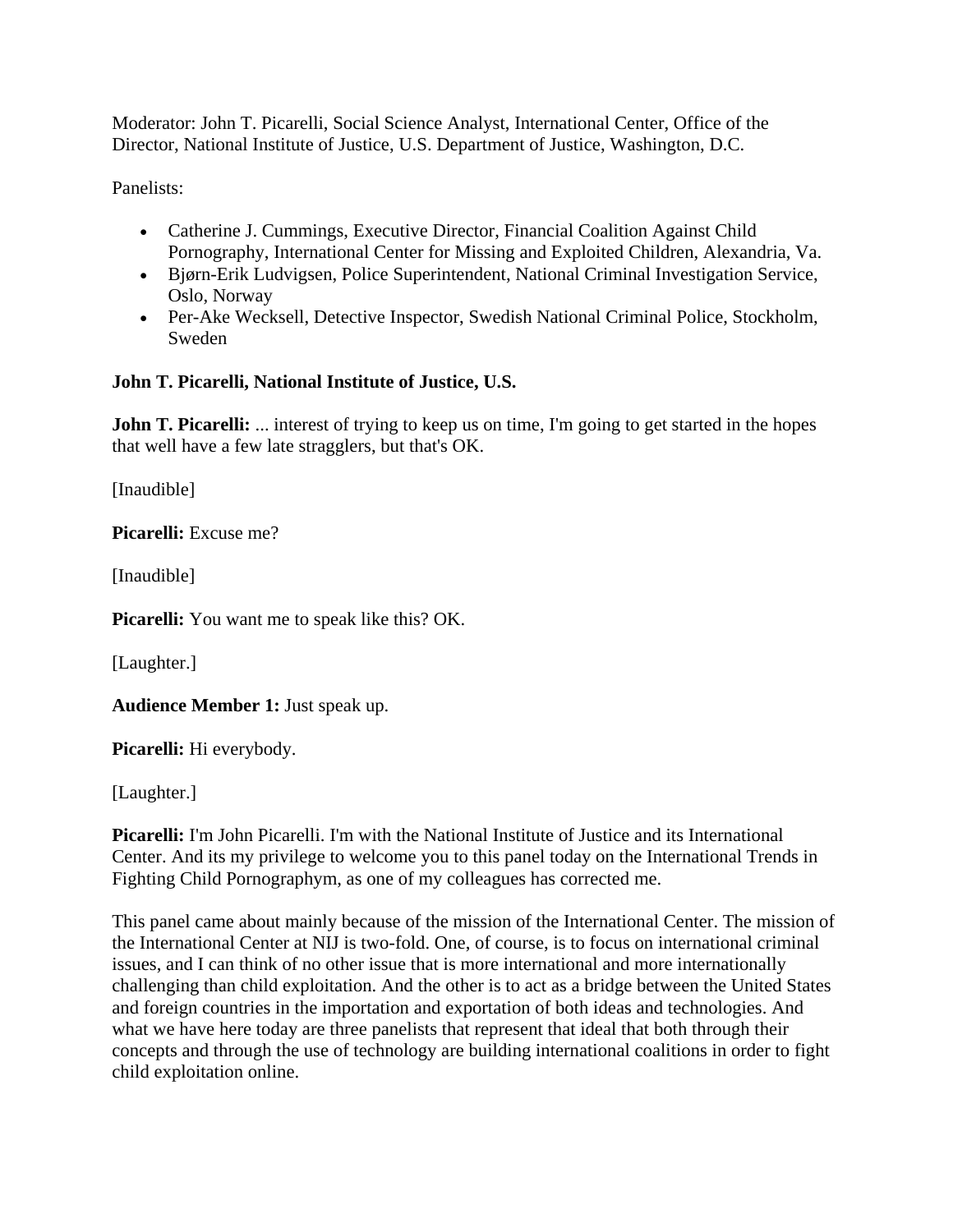Moderator: John T. Picarelli, Social Science Analyst, International Center, Office of the Director, National Institute of Justice, U.S. Department of Justice, Washington, D.C.

Panelists:

- Catherine J. Cummings, Executive Director, Financial Coalition Against Child Pornography, International Center for Missing and Exploited Children, Alexandria, Va.
- Bjørn-Erik Ludvigsen, Police Superintendent, National Criminal Investigation Service, Oslo, Norway
- Per-Ake Wecksell, Detective Inspector, Swedish National Criminal Police, Stockholm, Sweden

**John T. Picarelli, National Institute of Justice, U.S.**

**John T. Picarelli:** ... interest of trying to keep us on time, I'm going to get started in the hopes that well have a few late stragglers, but that's OK.

[Inaudible]

**Picarelli:** Excuse me?

[Inaudible]

**Picarelli:** You want me to speak like this? OK.

[Laughter.]

**Audience Member 1:** Just speak up.

**Picarelli:** Hi everybody.

[Laughter.]

**Picarelli:** I'm John Picarelli. I'm with the National Institute of Justice and its International Center. And its my privilege to welcome you to this panel today on the International Trends in Fighting Child Pornographym, as one of my colleagues has corrected me.

This panel came about mainly because of the mission of the International Center. The mission of the International Center at NIJ is two-fold. One, of course, is to focus on international criminal issues, and I can think of no other issue that is more international and more internationally challenging than child exploitation. And the other is to act as a bridge between the United States and foreign countries in the importation and exportation of both ideas and technologies. And what we have here today are three panelists that represent that ideal that both through their concepts and through the use of technology are building international coalitions in order to fight child exploitation online.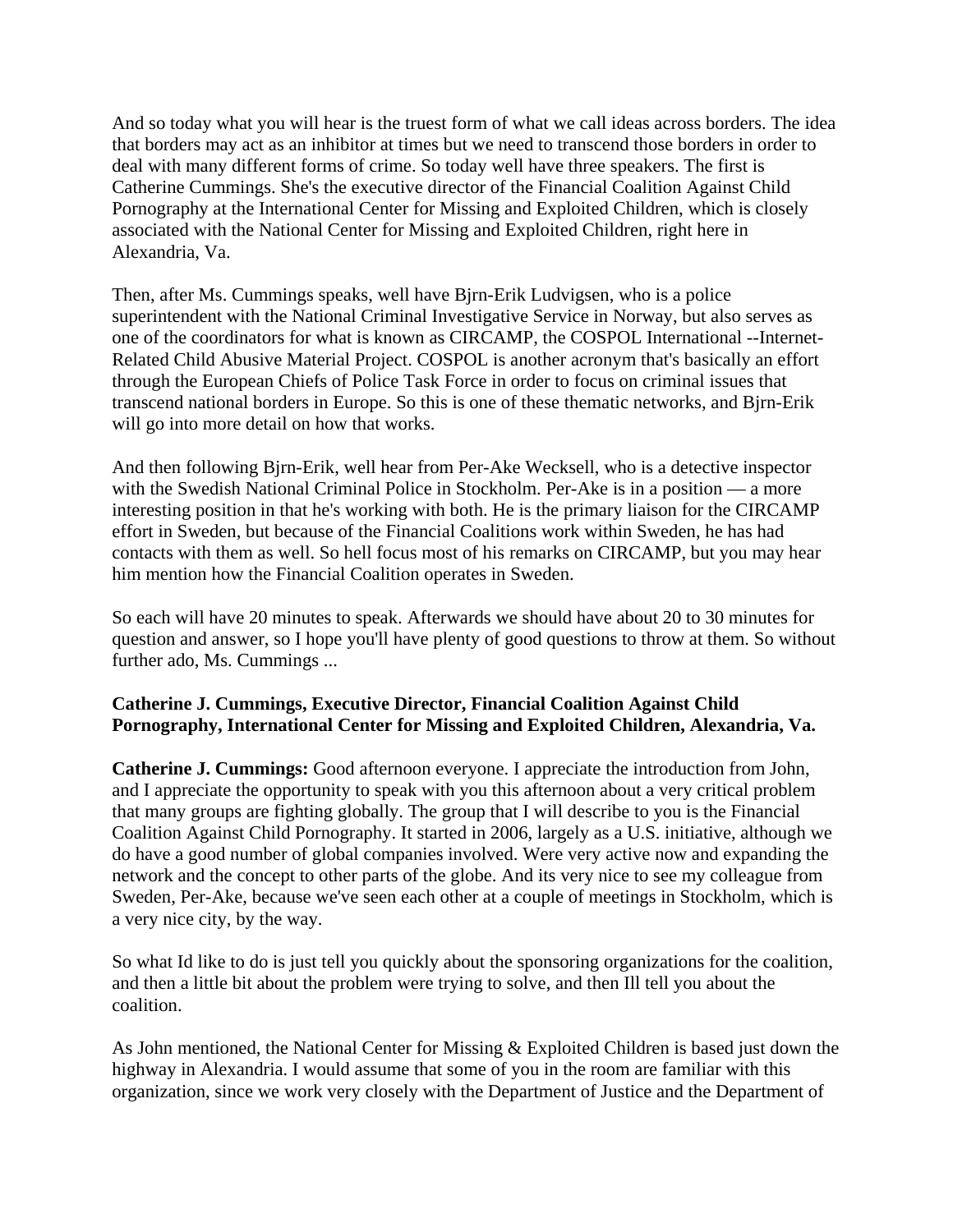And so today what you will hear is the truest form of what we call ideas across borders. The idea that borders may act as an inhibitor at times but we need to transcend those borders in order to deal with many different forms of crime. So today well have three speakers. The first is Catherine Cummings. She's the executive director of the Financial Coalition Against Child Pornography at the International Center for Missing and Exploited Children, which is closely associated with the National Center for Missing and Exploited Children, right here in Alexandria, Va.

Then, after Ms. Cummings speaks, well have Bjrn-Erik Ludvigsen, who is a police superintendent with the National Criminal Investigative Service in Norway, but also serves as one of the coordinators for what is known as CIRCAMP, the COSPOL International --Internet-Related Child Abusive Material Project. COSPOL is another acronym that's basically an effort through the European Chiefs of Police Task Force in order to focus on criminal issues that transcend national borders in Europe. So this is one of these thematic networks, and Bjrn-Erik will go into more detail on how that works.

And then following Bjrn-Erik, well hear from Per-Ake Wecksell, who is a detective inspector with the Swedish National Criminal Police in Stockholm. Per-Ake is in a position — a more interesting position in that he's working with both. He is the primary liaison for the CIRCAMP effort in Sweden, but because of the Financial Coalitions work within Sweden, he has had contacts with them as well. So hell focus most of his remarks on CIRCAMP, but you may hear him mention how the Financial Coalition operates in Sweden.

So each will have 20 minutes to speak. Afterwards we should have about 20 to 30 minutes for question and answer, so I hope you'll have plenty of good questions to throw at them. So without further ado, Ms. Cummings ...

**Catherine J. Cummings, Executive Director, Financial Coalition Against Child Pornography, International Center for Missing and Exploited Children, Alexandria, Va.**

**Catherine J. Cummings:** Good afternoon everyone. I appreciate the introduction from John, and I appreciate the opportunity to speak with you this afternoon about a very critical problem that many groups are fighting globally. The group that I will describe to you is the Financial Coalition Against Child Pornography. It started in 2006, largely as a U.S. initiative, although we do have a good number of global companies involved. Were very active now and expanding the network and the concept to other parts of the globe. And its very nice to see my colleague from Sweden, Per-Ake, because we've seen each other at a couple of meetings in Stockholm, which is a very nice city, by the way.

So what Id like to do is just tell you quickly about the sponsoring organizations for the coalition, and then a little bit about the problem were trying to solve, and then Ill tell you about the coalition.

As John mentioned, the National Center for Missing & Exploited Children is based just down the highway in Alexandria. I would assume that some of you in the room are familiar with this organization, since we work very closely with the Department of Justice and the Department of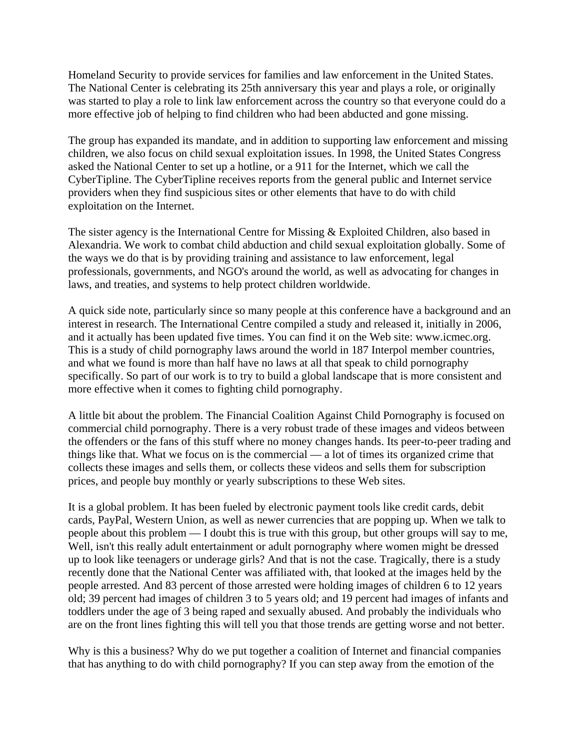Homeland Security to provide services for families and law enforcement in the United States. The National Center is celebrating its 25th anniversary this year and plays a role, or originally was started to play a role to link law enforcement across the country so that everyone could do a more effective job of helping to find children who had been abducted and gone missing.

The group has expanded its mandate, and in addition to supporting law enforcement and missing children, we also focus on child sexual exploitation issues. In 1998, the United States Congress asked the National Center to set up a hotline, or a 911 for the Internet, which we call the CyberTipline. The CyberTipline receives reports from the general public and Internet service providers when they find suspicious sites or other elements that have to do with child exploitation on the Internet.

The sister agency is the International Centre for Missing & Exploited Children, also based in Alexandria. We work to combat child abduction and child sexual exploitation globally. Some of the ways we do that is by providing training and assistance to law enforcement, legal professionals, governments, and NGO's around the world, as well as advocating for changes in laws, and treaties, and systems to help protect children worldwide.

A quick side note, particularly since so many people at this conference have a background and an interest in research. The International Centre compiled a study and released it, initially in 2006, and it actually has been updated five times. You can find it on the Web site: www.icmec.org. This is a study of child pornography laws around the world in 187 Interpol member countries, and what we found is more than half have no laws at all that speak to child pornography specifically. So part of our work is to try to build a global landscape that is more consistent and more effective when it comes to fighting child pornography.

A little bit about the problem. The Financial Coalition Against Child Pornography is focused on commercial child pornography. There is a very robust trade of these images and videos between the offenders or the fans of this stuff where no money changes hands. Its peer-to-peer trading and things like that. What we focus on is the commercial — a lot of times its organized crime that collects these images and sells them, or collects these videos and sells them for subscription prices, and people buy monthly or yearly subscriptions to these Web sites.

It is a global problem. It has been fueled by electronic payment tools like credit cards, debit cards, PayPal, Western Union, as well as newer currencies that are popping up. When we talk to people about this problem — I doubt this is true with this group, but other groups will say to me, Well, isn't this really adult entertainment or adult pornography where women might be dressed up to look like teenagers or underage girls? And that is not the case. Tragically, there is a study recently done that the National Center was affiliated with, that looked at the images held by the people arrested. And 83 percent of those arrested were holding images of children 6 to 12 years old; 39 percent had images of children 3 to 5 years old; and 19 percent had images of infants and toddlers under the age of 3 being raped and sexually abused. And probably the individuals who are on the front lines fighting this will tell you that those trends are getting worse and not better.

Why is this a business? Why do we put together a coalition of Internet and financial companies that has anything to do with child pornography? If you can step away from the emotion of the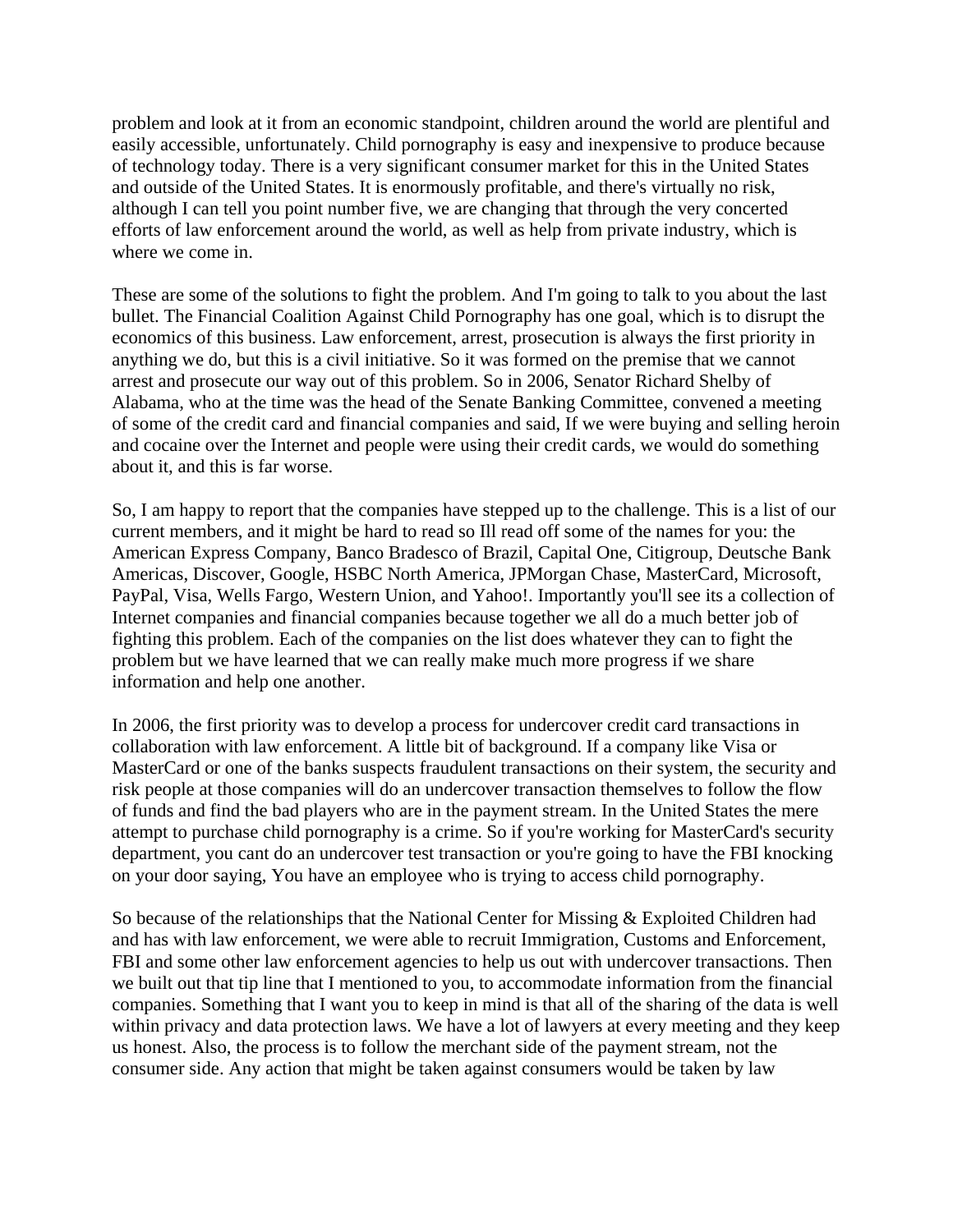problem and look at it from an economic standpoint, children around the world are plentiful and easily accessible, unfortunately. Child pornography is easy and inexpensive to produce because of technology today. There is a very significant consumer market for this in the United States and outside of the United States. It is enormously profitable, and there's virtually no risk, although I can tell you point number five, we are changing that through the very concerted efforts of law enforcement around the world, as well as help from private industry, which is where we come in.

These are some of the solutions to fight the problem. And I'm going to talk to you about the last bullet. The Financial Coalition Against Child Pornography has one goal, which is to disrupt the economics of this business. Law enforcement, arrest, prosecution is always the first priority in anything we do, but this is a civil initiative. So it was formed on the premise that we cannot arrest and prosecute our way out of this problem. So in 2006, Senator Richard Shelby of Alabama, who at the time was the head of the Senate Banking Committee, convened a meeting of some of the credit card and financial companies and said, If we were buying and selling heroin and cocaine over the Internet and people were using their credit cards, we would do something about it, and this is far worse.

So, I am happy to report that the companies have stepped up to the challenge. This is a list of our current members, and it might be hard to read so Ill read off some of the names for you: the American Express Company, Banco Bradesco of Brazil, Capital One, Citigroup, Deutsche Bank Americas, Discover, Google, HSBC North America, JPMorgan Chase, MasterCard, Microsoft, PayPal, Visa, Wells Fargo, Western Union, and Yahoo!. Importantly you'll see its a collection of Internet companies and financial companies because together we all do a much better job of fighting this problem. Each of the companies on the list does whatever they can to fight the problem but we have learned that we can really make much more progress if we share information and help one another.

In 2006, the first priority was to develop a process for undercover credit card transactions in collaboration with law enforcement. A little bit of background. If a company like Visa or MasterCard or one of the banks suspects fraudulent transactions on their system, the security and risk people at those companies will do an undercover transaction themselves to follow the flow of funds and find the bad players who are in the payment stream. In the United States the mere attempt to purchase child pornography is a crime. So if you're working for MasterCard's security department, you cant do an undercover test transaction or you're going to have the FBI knocking on your door saying, You have an employee who is trying to access child pornography.

So because of the relationships that the National Center for Missing & Exploited Children had and has with law enforcement, we were able to recruit Immigration, Customs and Enforcement, FBI and some other law enforcement agencies to help us out with undercover transactions. Then we built out that tip line that I mentioned to you, to accommodate information from the financial companies. Something that I want you to keep in mind is that all of the sharing of the data is well within privacy and data protection laws. We have a lot of lawyers at every meeting and they keep us honest. Also, the process is to follow the merchant side of the payment stream, not the consumer side. Any action that might be taken against consumers would be taken by law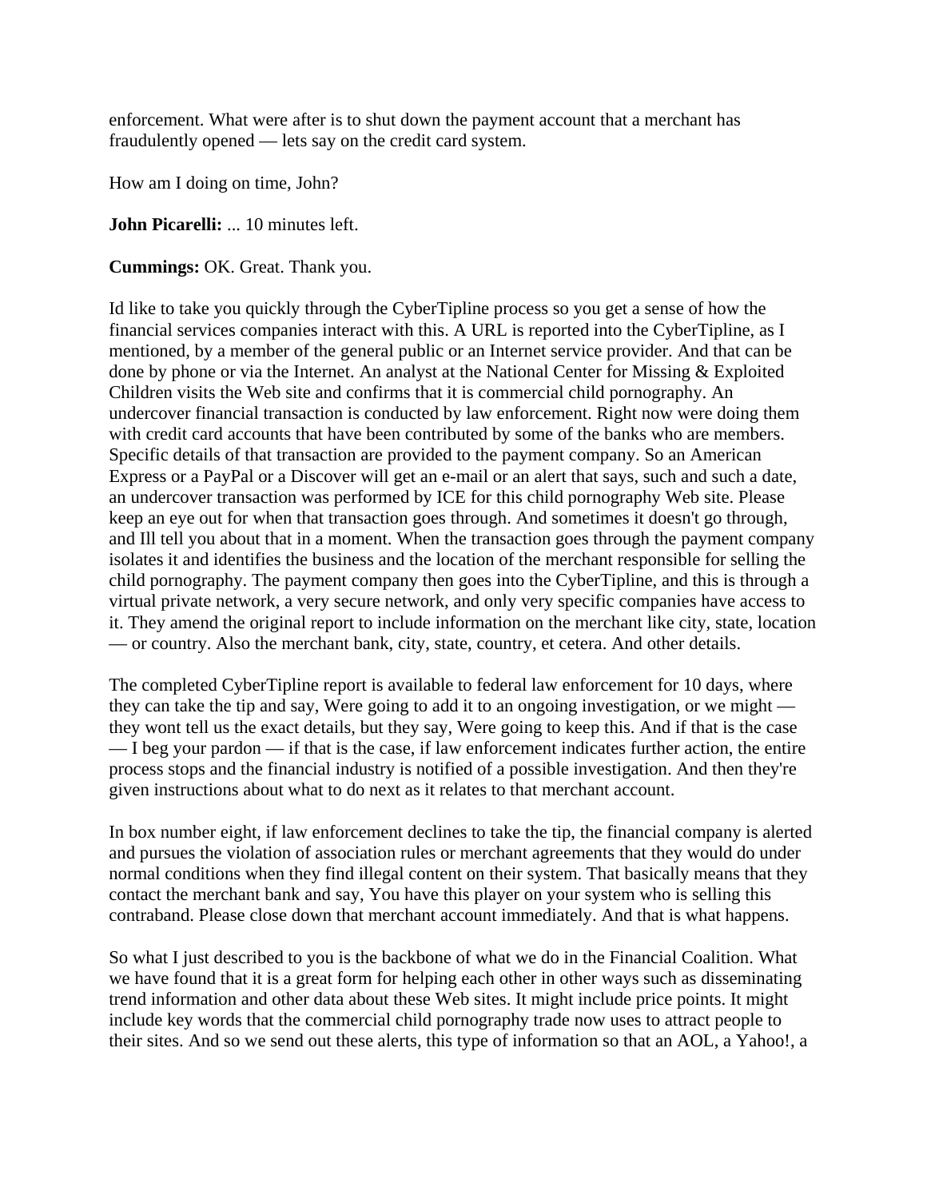enforcement. What were after is to shut down the payment account that a merchant has fraudulently opened — lets say on the credit card system.

How am I doing on time, John?

**John Picarelli:** ... 10 minutes left.

**Cummings:** OK. Great. Thank you.

Id like to take you quickly through the CyberTipline process so you get a sense of how the financial services companies interact with this. A URL is reported into the CyberTipline, as I mentioned, by a member of the general public or an Internet service provider. And that can be done by phone or via the Internet. An analyst at the National Center for Missing & Exploited Children visits the Web site and confirms that it is commercial child pornography. An undercover financial transaction is conducted by law enforcement. Right now were doing them with credit card accounts that have been contributed by some of the banks who are members. Specific details of that transaction are provided to the payment company. So an American Express or a PayPal or a Discover will get an e-mail or an alert that says, such and such a date, an undercover transaction was performed by ICE for this child pornography Web site. Please keep an eye out for when that transaction goes through. And sometimes it doesn't go through, and Ill tell you about that in a moment. When the transaction goes through the payment company isolates it and identifies the business and the location of the merchant responsible for selling the child pornography. The payment company then goes into the CyberTipline, and this is through a virtual private network, a very secure network, and only very specific companies have access to it. They amend the original report to include information on the merchant like city, state, location — or country. Also the merchant bank, city, state, country, et cetera. And other details.

The completed CyberTipline report is available to federal law enforcement for 10 days, where they can take the tip and say, Were going to add it to an ongoing investigation, or we might — they wont tell us the exact details, but they say, Were going to keep this. And if that is the case — I beg your pardon — if that is the case, if law enforcement indicates further action, the entire process stops and the financial industry is notified of a possible investigation. And then they're given instructions about what to do next as it relates to that merchant account.

In box number eight, if law enforcement declines to take the tip, the financial company is alerted and pursues the violation of association rules or merchant agreements that they would do under normal conditions when they find illegal content on their system. That basically means that they contact the merchant bank and say, You have this player on your system who is selling this contraband. Please close down that merchant account immediately. And that is what happens.

So what I just described to you is the backbone of what we do in the Financial Coalition. What we have found that it is a great form for helping each other in other ways such as disseminating trend information and other data about these Web sites. It might include price points. It might include key words that the commercial child pornography trade now uses to attract people to their sites. And so we send out these alerts, this type of information so that an AOL, a Yahoo!, a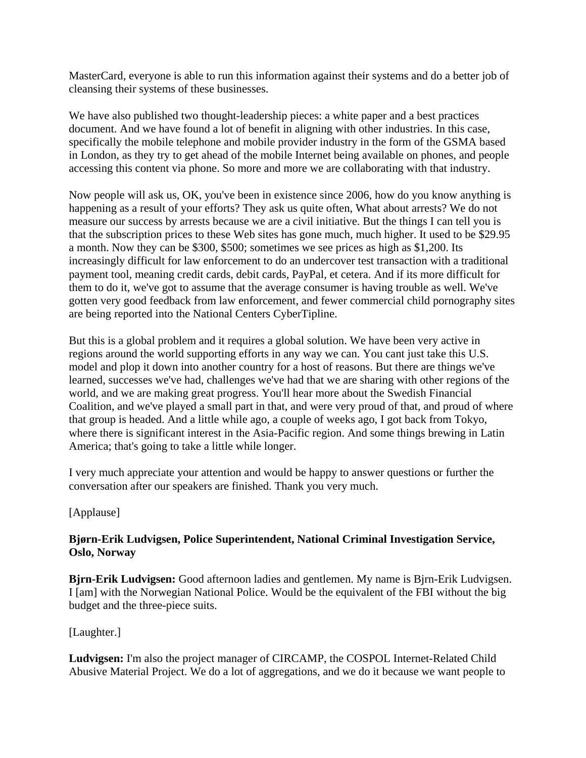MasterCard, everyone is able to run this information against their systems and do a better job of cleansing their systems of these businesses.

We have also published two thought-leadership pieces: a white paper and a best practices document. And we have found a lot of benefit in aligning with other industries. In this case, specifically the mobile telephone and mobile provider industry in the form of the GSMA based in London, as they try to get ahead of the mobile Internet being available on phones, and people accessing this content via phone. So more and more we are collaborating with that industry.

Now people will ask us, OK, you've been in existence since 2006, how do you know anything is happening as a result of your efforts? They ask us quite often, What about arrests? We do not measure our success by arrests because we are a civil initiative. But the things I can tell you is that the subscription prices to these Web sites has gone much, much higher. It used to be $29.95 a month. Now they can be $300, $500; sometimes we see prices as high as $1,200. Its increasingly difficult for law enforcement to do an undercover test transaction with a traditional payment tool, meaning credit cards, debit cards, PayPal, et cetera. And if its more difficult for them to do it, we've got to assume that the average consumer is having trouble as well. We've gotten very good feedback from law enforcement, and fewer commercial child pornography sites are being reported into the National Centers CyberTipline.

But this is a global problem and it requires a global solution. We have been very active in regions around the world supporting efforts in any way we can. You cant just take this U.S. model and plop it down into another country for a host of reasons. But there are things we've learned, successes we've had, challenges we've had that we are sharing with other regions of the world, and we are making great progress. You'll hear more about the Swedish Financial Coalition, and we've played a small part in that, and were very proud of that, and proud of where that group is headed. And a little while ago, a couple of weeks ago, I got back from Tokyo, where there is significant interest in the Asia-Pacific region. And some things brewing in Latin America; that's going to take a little while longer.

I very much appreciate your attention and would be happy to answer questions or further the conversation after our speakers are finished. Thank you very much.

[Applause]

**Bjørn-Erik Ludvigsen, Police Superintendent, National Criminal Investigation Service, Oslo, Norway**

**Bjrn-Erik Ludvigsen:** Good afternoon ladies and gentlemen. My name is Bjrn-Erik Ludvigsen. I [am] with the Norwegian National Police. Would be the equivalent of the FBI without the big budget and the three-piece suits.

[Laughter.]

**Ludvigsen:** I'm also the project manager of CIRCAMP, the COSPOL Internet-Related Child Abusive Material Project. We do a lot of aggregations, and we do it because we want people to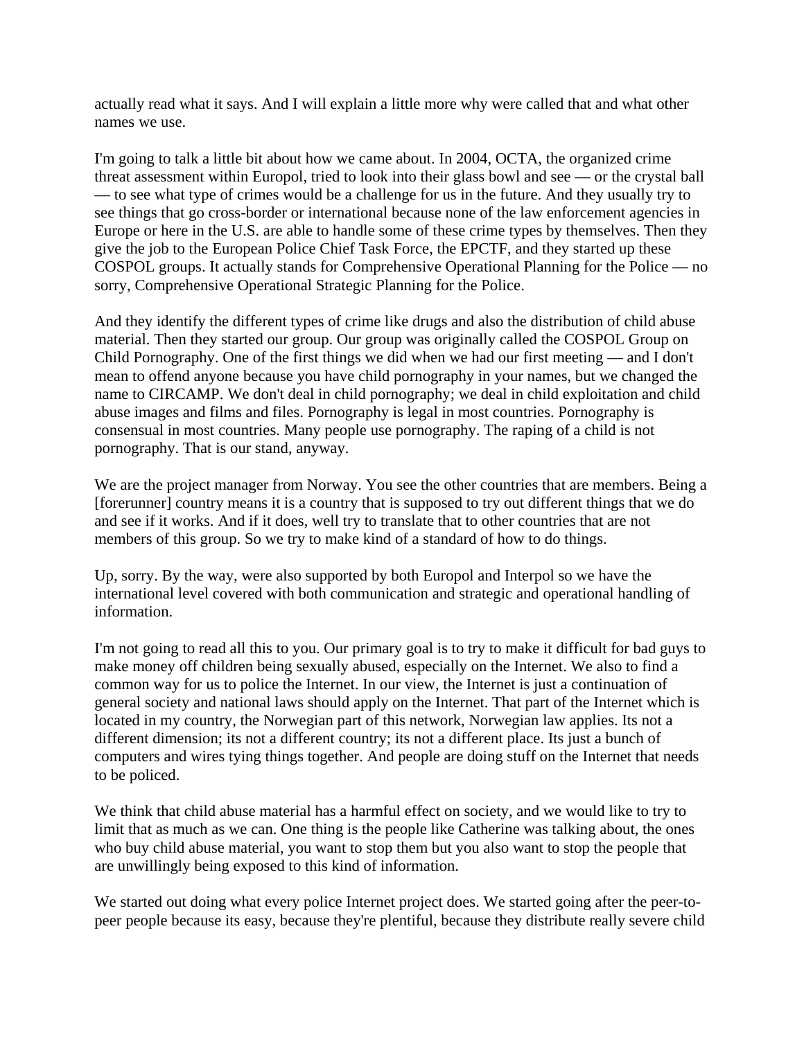actually read what it says. And I will explain a little more why were called that and what other names we use.

I'm going to talk a little bit about how we came about. In 2004, OCTA, the organized crime threat assessment within Europol, tried to look into their glass bowl and see — or the crystal ball — to see what type of crimes would be a challenge for us in the future. And they usually try to see things that go cross-border or international because none of the law enforcement agencies in Europe or here in the U.S. are able to handle some of these crime types by themselves. Then they give the job to the European Police Chief Task Force, the EPCTF, and they started up these COSPOL groups. It actually stands for Comprehensive Operational Planning for the Police — no sorry, Comprehensive Operational Strategic Planning for the Police.

And they identify the different types of crime like drugs and also the distribution of child abuse material. Then they started our group. Our group was originally called the COSPOL Group on Child Pornography. One of the first things we did when we had our first meeting — and I don't mean to offend anyone because you have child pornography in your names, but we changed the name to CIRCAMP. We don't deal in child pornography; we deal in child exploitation and child abuse images and films and files. Pornography is legal in most countries. Pornography is consensual in most countries. Many people use pornography. The raping of a child is not pornography. That is our stand, anyway.

We are the project manager from Norway. You see the other countries that are members. Being a [forerunner] country means it is a country that is supposed to try out different things that we do and see if it works. And if it does, well try to translate that to other countries that are not members of this group. So we try to make kind of a standard of how to do things.

Up, sorry. By the way, were also supported by both Europol and Interpol so we have the international level covered with both communication and strategic and operational handling of information.

I'm not going to read all this to you. Our primary goal is to try to make it difficult for bad guys to make money off children being sexually abused, especially on the Internet. We also to find a common way for us to police the Internet. In our view, the Internet is just a continuation of general society and national laws should apply on the Internet. That part of the Internet which is located in my country, the Norwegian part of this network, Norwegian law applies. Its not a different dimension; its not a different country; its not a different place. Its just a bunch of computers and wires tying things together. And people are doing stuff on the Internet that needs to be policed.

We think that child abuse material has a harmful effect on society, and we would like to try to limit that as much as we can. One thing is the people like Catherine was talking about, the ones who buy child abuse material, you want to stop them but you also want to stop the people that are unwillingly being exposed to this kind of information.

We started out doing what every police Internet project does. We started going after the peer-to-peer people because its easy, because they're plentiful, because they distribute really severe child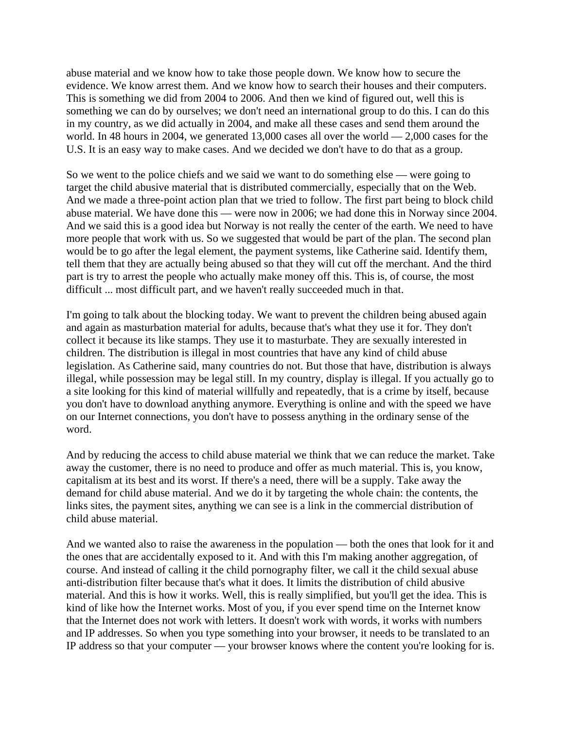abuse material and we know how to take those people down. We know how to secure the evidence. We know arrest them. And we know how to search their houses and their computers. This is something we did from 2004 to 2006. And then we kind of figured out, well this is something we can do by ourselves; we don't need an international group to do this. I can do this in my country, as we did actually in 2004, and make all these cases and send them around the world. In 48 hours in 2004, we generated 13,000 cases all over the world — 2,000 cases for the U.S. It is an easy way to make cases. And we decided we don't have to do that as a group.

So we went to the police chiefs and we said we want to do something else — were going to target the child abusive material that is distributed commercially, especially that on the Web. And we made a three-point action plan that we tried to follow. The first part being to block child abuse material. We have done this — were now in 2006; we had done this in Norway since 2004. And we said this is a good idea but Norway is not really the center of the earth. We need to have more people that work with us. So we suggested that would be part of the plan. The second plan would be to go after the legal element, the payment systems, like Catherine said. Identify them, tell them that they are actually being abused so that they will cut off the merchant. And the third part is try to arrest the people who actually make money off this. This is, of course, the most difficult ... most difficult part, and we haven't really succeeded much in that.

I'm going to talk about the blocking today. We want to prevent the children being abused again and again as masturbation material for adults, because that's what they use it for. They don't collect it because its like stamps. They use it to masturbate. They are sexually interested in children. The distribution is illegal in most countries that have any kind of child abuse legislation. As Catherine said, many countries do not. But those that have, distribution is always illegal, while possession may be legal still. In my country, display is illegal. If you actually go to a site looking for this kind of material willfully and repeatedly, that is a crime by itself, because you don't have to download anything anymore. Everything is online and with the speed we have on our Internet connections, you don't have to possess anything in the ordinary sense of the word.

And by reducing the access to child abuse material we think that we can reduce the market. Take away the customer, there is no need to produce and offer as much material. This is, you know, capitalism at its best and its worst. If there's a need, there will be a supply. Take away the demand for child abuse material. And we do it by targeting the whole chain: the contents, the links sites, the payment sites, anything we can see is a link in the commercial distribution of child abuse material.

And we wanted also to raise the awareness in the population — both the ones that look for it and the ones that are accidentally exposed to it. And with this I'm making another aggregation, of course. And instead of calling it the child pornography filter, we call it the child sexual abuse anti-distribution filter because that's what it does. It limits the distribution of child abusive material. And this is how it works. Well, this is really simplified, but you'll get the idea. This is kind of like how the Internet works. Most of you, if you ever spend time on the Internet know that the Internet does not work with letters. It doesn't work with words, it works with numbers and IP addresses. So when you type something into your browser, it needs to be translated to an IP address so that your computer — your browser knows where the content you're looking for is.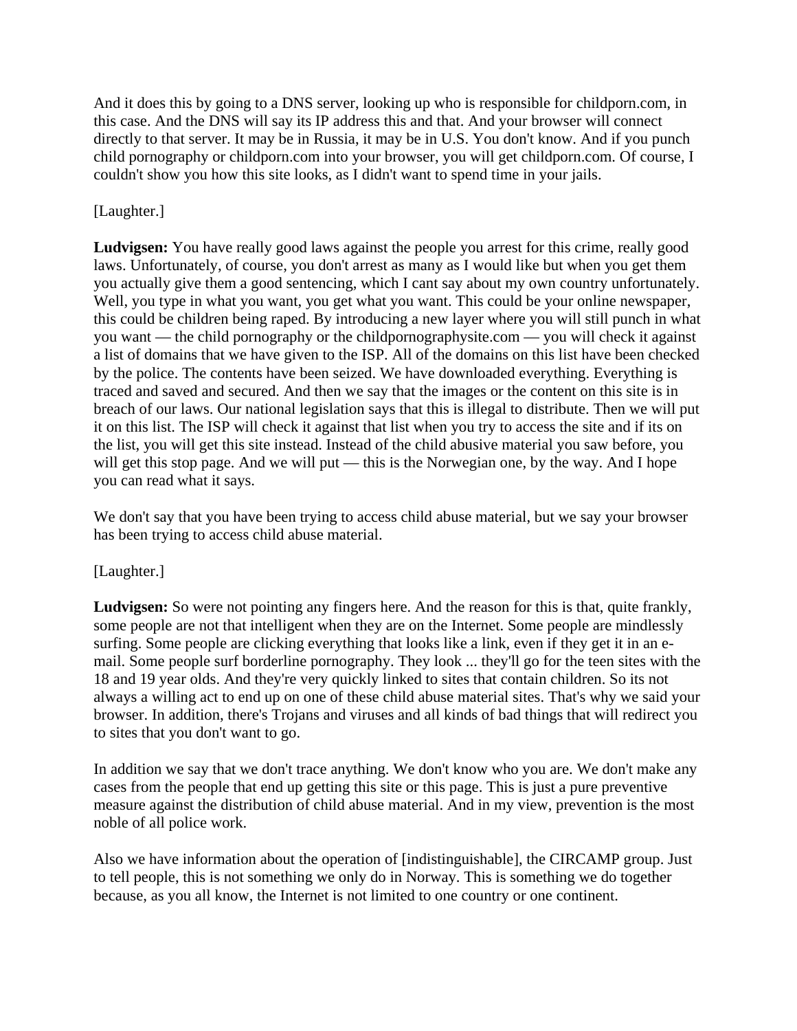And it does this by going to a DNS server, looking up who is responsible for childporn.com, in this case. And the DNS will say its IP address this and that. And your browser will connect directly to that server. It may be in Russia, it may be in U.S. You don't know. And if you punch child pornography or childporn.com into your browser, you will get childporn.com. Of course, I couldn't show you how this site looks, as I didn't want to spend time in your jails.

[Laughter.]

**Ludvigsen:** You have really good laws against the people you arrest for this crime, really good laws. Unfortunately, of course, you don't arrest as many as I would like but when you get them you actually give them a good sentencing, which I cant say about my own country unfortunately. Well, you type in what you want, you get what you want. This could be your online newspaper, this could be children being raped. By introducing a new layer where you will still punch in what you want — the child pornography or the childpornographysite.com — you will check it against a list of domains that we have given to the ISP. All of the domains on this list have been checked by the police. The contents have been seized. We have downloaded everything. Everything is traced and saved and secured. And then we say that the images or the content on this site is in breach of our laws. Our national legislation says that this is illegal to distribute. Then we will put it on this list. The ISP will check it against that list when you try to access the site and if its on the list, you will get this site instead. Instead of the child abusive material you saw before, you will get this stop page. And we will put — this is the Norwegian one, by the way. And I hope you can read what it says.

We don't say that you have been trying to access child abuse material, but we say your browser has been trying to access child abuse material.

[Laughter.]

**Ludvigsen:** So were not pointing any fingers here. And the reason for this is that, quite frankly, some people are not that intelligent when they are on the Internet. Some people are mindlessly surfing. Some people are clicking everything that looks like a link, even if they get it in an e-mail. Some people surf borderline pornography. They look ... they'll go for the teen sites with the 18 and 19 year olds. And they're very quickly linked to sites that contain children. So its not always a willing act to end up on one of these child abuse material sites. That's why we said your browser. In addition, there's Trojans and viruses and all kinds of bad things that will redirect you to sites that you don't want to go.

In addition we say that we don't trace anything. We don't know who you are. We don't make any cases from the people that end up getting this site or this page. This is just a pure preventive measure against the distribution of child abuse material. And in my view, prevention is the most noble of all police work.

Also we have information about the operation of [indistinguishable], the CIRCAMP group. Just to tell people, this is not something we only do in Norway. This is something we do together because, as you all know, the Internet is not limited to one country or one continent.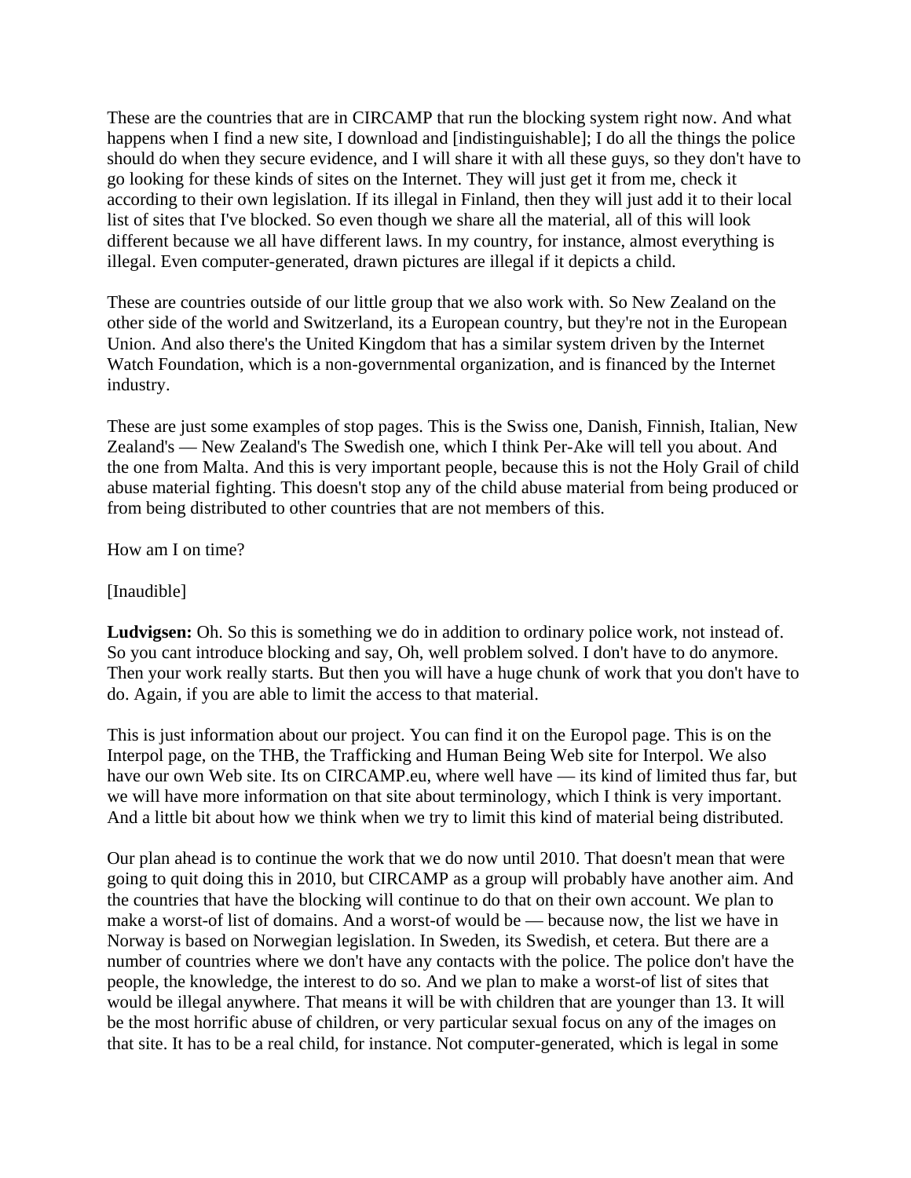These are the countries that are in CIRCAMP that run the blocking system right now. And what happens when I find a new site, I download and [indistinguishable]; I do all the things the police should do when they secure evidence, and I will share it with all these guys, so they don't have to go looking for these kinds of sites on the Internet. They will just get it from me, check it according to their own legislation. If its illegal in Finland, then they will just add it to their local list of sites that I've blocked. So even though we share all the material, all of this will look different because we all have different laws. In my country, for instance, almost everything is illegal. Even computer-generated, drawn pictures are illegal if it depicts a child.

These are countries outside of our little group that we also work with. So New Zealand on the other side of the world and Switzerland, its a European country, but they're not in the European Union. And also there's the United Kingdom that has a similar system driven by the Internet Watch Foundation, which is a non-governmental organization, and is financed by the Internet industry.

These are just some examples of stop pages. This is the Swiss one, Danish, Finnish, Italian, New Zealand's — New Zealand's The Swedish one, which I think Per-Ake will tell you about. And the one from Malta. And this is very important people, because this is not the Holy Grail of child abuse material fighting. This doesn't stop any of the child abuse material from being produced or from being distributed to other countries that are not members of this.

How am I on time?

[Inaudible]

**Ludvigsen:** Oh. So this is something we do in addition to ordinary police work, not instead of. So you cant introduce blocking and say, Oh, well problem solved. I don't have to do anymore. Then your work really starts. But then you will have a huge chunk of work that you don't have to do. Again, if you are able to limit the access to that material.

This is just information about our project. You can find it on the Europol page. This is on the Interpol page, on the THB, the Trafficking and Human Being Web site for Interpol. We also have our own Web site. Its on CIRCAMP.eu, where well have — its kind of limited thus far, but we will have more information on that site about terminology, which I think is very important. And a little bit about how we think when we try to limit this kind of material being distributed.

Our plan ahead is to continue the work that we do now until 2010. That doesn't mean that were going to quit doing this in 2010, but CIRCAMP as a group will probably have another aim. And the countries that have the blocking will continue to do that on their own account. We plan to make a worst-of list of domains. And a worst-of would be — because now, the list we have in Norway is based on Norwegian legislation. In Sweden, its Swedish, et cetera. But there are a number of countries where we don't have any contacts with the police. The police don't have the people, the knowledge, the interest to do so. And we plan to make a worst-of list of sites that would be illegal anywhere. That means it will be with children that are younger than 13. It will be the most horrific abuse of children, or very particular sexual focus on any of the images on that site. It has to be a real child, for instance. Not computer-generated, which is legal in some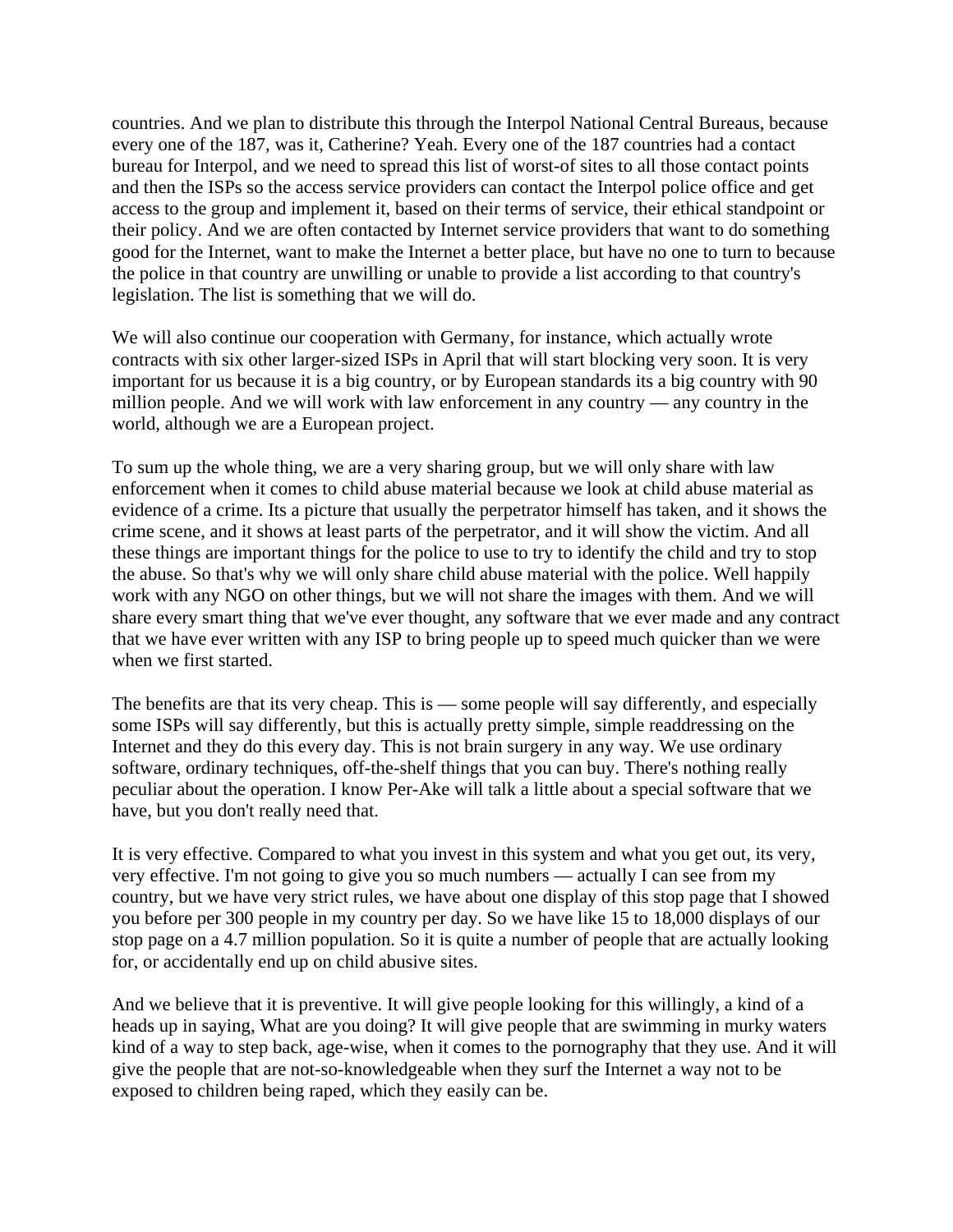countries. And we plan to distribute this through the Interpol National Central Bureaus, because every one of the 187, was it, Catherine? Yeah. Every one of the 187 countries had a contact bureau for Interpol, and we need to spread this list of worst-of sites to all those contact points and then the ISPs so the access service providers can contact the Interpol police office and get access to the group and implement it, based on their terms of service, their ethical standpoint or their policy. And we are often contacted by Internet service providers that want to do something good for the Internet, want to make the Internet a better place, but have no one to turn to because the police in that country are unwilling or unable to provide a list according to that country's legislation. The list is something that we will do.

We will also continue our cooperation with Germany, for instance, which actually wrote contracts with six other larger-sized ISPs in April that will start blocking very soon. It is very important for us because it is a big country, or by European standards its a big country with 90 million people. And we will work with law enforcement in any country — any country in the world, although we are a European project.

To sum up the whole thing, we are a very sharing group, but we will only share with law enforcement when it comes to child abuse material because we look at child abuse material as evidence of a crime. Its a picture that usually the perpetrator himself has taken, and it shows the crime scene, and it shows at least parts of the perpetrator, and it will show the victim. And all these things are important things for the police to use to try to identify the child and try to stop the abuse. So that's why we will only share child abuse material with the police. Well happily work with any NGO on other things, but we will not share the images with them. And we will share every smart thing that we've ever thought, any software that we ever made and any contract that we have ever written with any ISP to bring people up to speed much quicker than we were when we first started.

The benefits are that its very cheap. This is — some people will say differently, and especially some ISPs will say differently, but this is actually pretty simple, simple readdressing on the Internet and they do this every day. This is not brain surgery in any way. We use ordinary software, ordinary techniques, off-the-shelf things that you can buy. There's nothing really peculiar about the operation. I know Per-Ake will talk a little about a special software that we have, but you don't really need that.

It is very effective. Compared to what you invest in this system and what you get out, its very, very effective. I'm not going to give you so much numbers — actually I can see from my country, but we have very strict rules, we have about one display of this stop page that I showed you before per 300 people in my country per day. So we have like 15 to 18,000 displays of our stop page on a 4.7 million population. So it is quite a number of people that are actually looking for, or accidentally end up on child abusive sites.

And we believe that it is preventive. It will give people looking for this willingly, a kind of a heads up in saying, What are you doing? It will give people that are swimming in murky waters kind of a way to step back, age-wise, when it comes to the pornography that they use. And it will give the people that are not-so-knowledgeable when they surf the Internet a way not to be exposed to children being raped, which they easily can be.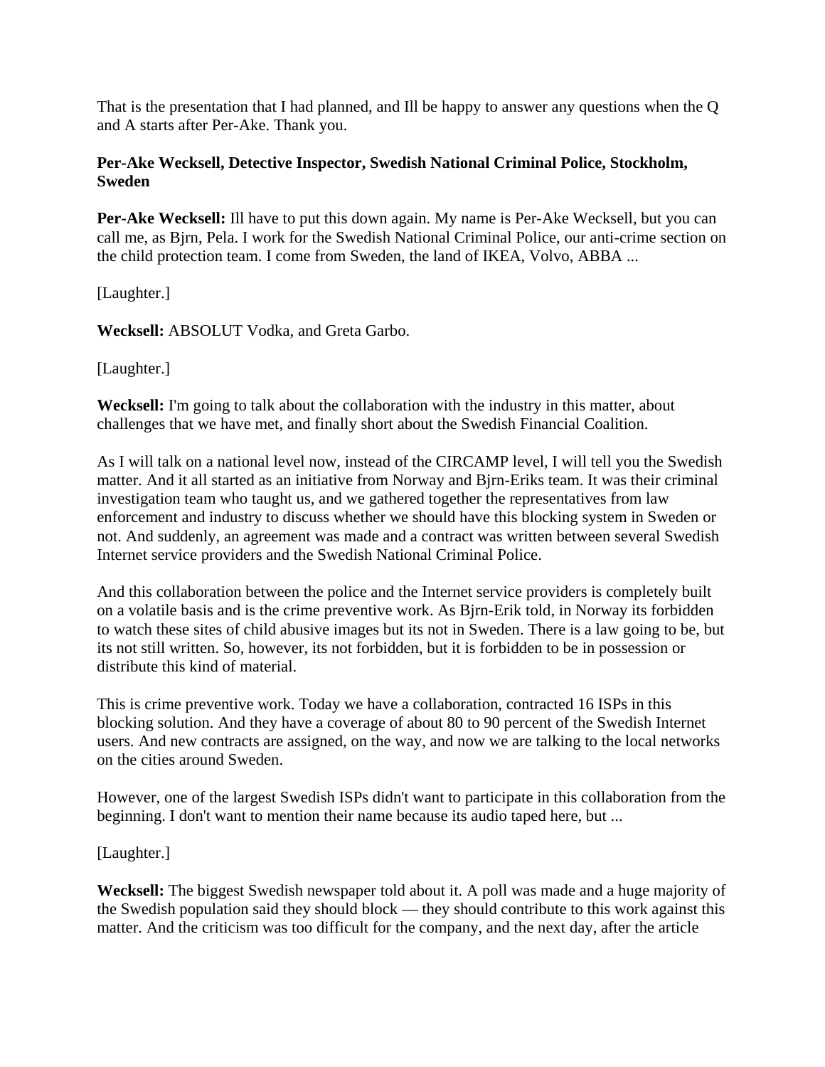That is the presentation that I had planned, and Ill be happy to answer any questions when the Q and A starts after Per-Ake. Thank you.

**Per-Ake Wecksell, Detective Inspector, Swedish National Criminal Police, Stockholm, Sweden**

**Per-Ake Wecksell:** Ill have to put this down again. My name is Per-Ake Wecksell, but you can call me, as Bjrn, Pela. I work for the Swedish National Criminal Police, our anti-crime section on the child protection team. I come from Sweden, the land of IKEA, Volvo, ABBA ...

[Laughter.]

**Wecksell:** ABSOLUT Vodka, and Greta Garbo.

[Laughter.]

**Wecksell:** I'm going to talk about the collaboration with the industry in this matter, about challenges that we have met, and finally short about the Swedish Financial Coalition.

As I will talk on a national level now, instead of the CIRCAMP level, I will tell you the Swedish matter. And it all started as an initiative from Norway and Bjrn-Eriks team. It was their criminal investigation team who taught us, and we gathered together the representatives from law enforcement and industry to discuss whether we should have this blocking system in Sweden or not. And suddenly, an agreement was made and a contract was written between several Swedish Internet service providers and the Swedish National Criminal Police.

And this collaboration between the police and the Internet service providers is completely built on a volatile basis and is the crime preventive work. As Bjrn-Erik told, in Norway its forbidden to watch these sites of child abusive images but its not in Sweden. There is a law going to be, but its not still written. So, however, its not forbidden, but it is forbidden to be in possession or distribute this kind of material.

This is crime preventive work. Today we have a collaboration, contracted 16 ISPs in this blocking solution. And they have a coverage of about 80 to 90 percent of the Swedish Internet users. And new contracts are assigned, on the way, and now we are talking to the local networks on the cities around Sweden.

However, one of the largest Swedish ISPs didn't want to participate in this collaboration from the beginning. I don't want to mention their name because its audio taped here, but ...

[Laughter.]

**Wecksell:** The biggest Swedish newspaper told about it. A poll was made and a huge majority of the Swedish population said they should block — they should contribute to this work against this matter. And the criticism was too difficult for the company, and the next day, after the article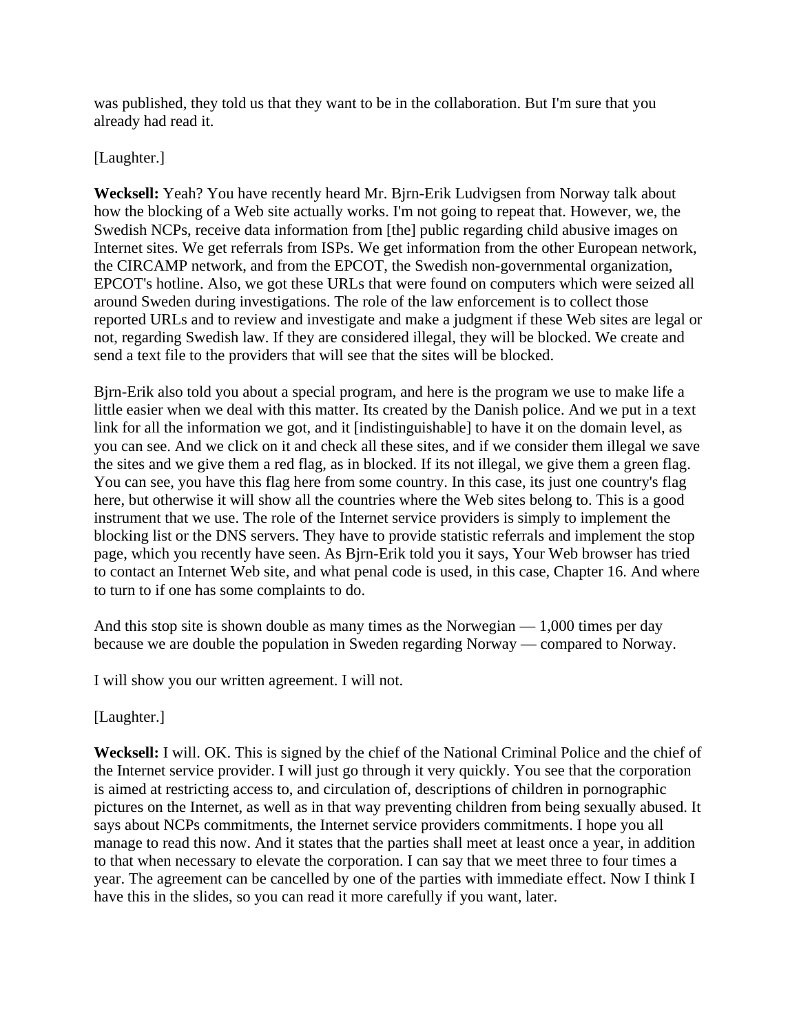was published, they told us that they want to be in the collaboration. But I'm sure that you already had read it.

[Laughter.]

**Wecksell:** Yeah? You have recently heard Mr. Bjrn-Erik Ludvigsen from Norway talk about how the blocking of a Web site actually works. I'm not going to repeat that. However, we, the Swedish NCPs, receive data information from [the] public regarding child abusive images on Internet sites. We get referrals from ISPs. We get information from the other European network, the CIRCAMP network, and from the EPCOT, the Swedish non-governmental organization, EPCOT's hotline. Also, we got these URLs that were found on computers which were seized all around Sweden during investigations. The role of the law enforcement is to collect those reported URLs and to review and investigate and make a judgment if these Web sites are legal or not, regarding Swedish law. If they are considered illegal, they will be blocked. We create and send a text file to the providers that will see that the sites will be blocked.

Bjrn-Erik also told you about a special program, and here is the program we use to make life a little easier when we deal with this matter. Its created by the Danish police. And we put in a text link for all the information we got, and it [indistinguishable] to have it on the domain level, as you can see. And we click on it and check all these sites, and if we consider them illegal we save the sites and we give them a red flag, as in blocked. If its not illegal, we give them a green flag. You can see, you have this flag here from some country. In this case, its just one country's flag here, but otherwise it will show all the countries where the Web sites belong to. This is a good instrument that we use. The role of the Internet service providers is simply to implement the blocking list or the DNS servers. They have to provide statistic referrals and implement the stop page, which you recently have seen. As Bjrn-Erik told you it says, Your Web browser has tried to contact an Internet Web site, and what penal code is used, in this case, Chapter 16. And where to turn to if one has some complaints to do.

And this stop site is shown double as many times as the Norwegian — 1,000 times per day because we are double the population in Sweden regarding Norway — compared to Norway.

I will show you our written agreement. I will not.

[Laughter.]

**Wecksell:** I will. OK. This is signed by the chief of the National Criminal Police and the chief of the Internet service provider. I will just go through it very quickly. You see that the corporation is aimed at restricting access to, and circulation of, descriptions of children in pornographic pictures on the Internet, as well as in that way preventing children from being sexually abused. It says about NCPs commitments, the Internet service providers commitments. I hope you all manage to read this now. And it states that the parties shall meet at least once a year, in addition to that when necessary to elevate the corporation. I can say that we meet three to four times a year. The agreement can be cancelled by one of the parties with immediate effect. Now I think I have this in the slides, so you can read it more carefully if you want, later.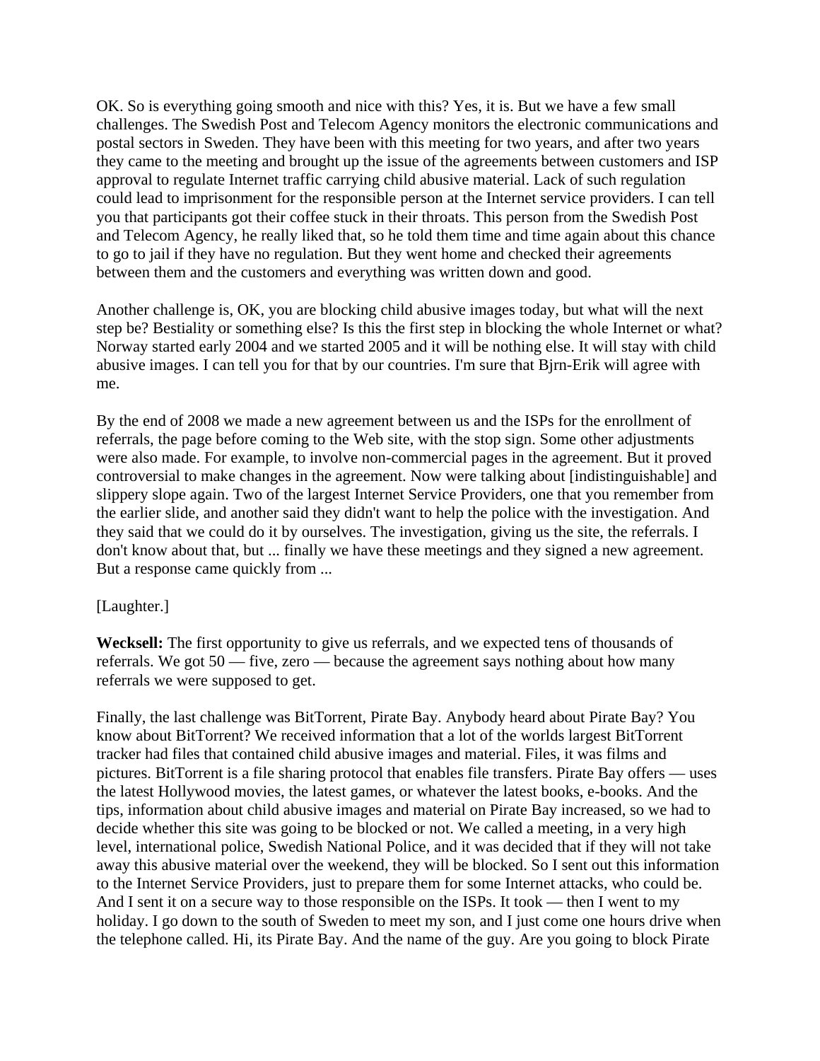OK. So is everything going smooth and nice with this? Yes, it is. But we have a few small challenges. The Swedish Post and Telecom Agency monitors the electronic communications and postal sectors in Sweden. They have been with this meeting for two years, and after two years they came to the meeting and brought up the issue of the agreements between customers and ISP approval to regulate Internet traffic carrying child abusive material. Lack of such regulation could lead to imprisonment for the responsible person at the Internet service providers. I can tell you that participants got their coffee stuck in their throats. This person from the Swedish Post and Telecom Agency, he really liked that, so he told them time and time again about this chance to go to jail if they have no regulation. But they went home and checked their agreements between them and the customers and everything was written down and good.

Another challenge is, OK, you are blocking child abusive images today, but what will the next step be? Bestiality or something else? Is this the first step in blocking the whole Internet or what? Norway started early 2004 and we started 2005 and it will be nothing else. It will stay with child abusive images. I can tell you for that by our countries. I'm sure that Bjrn-Erik will agree with me.

By the end of 2008 we made a new agreement between us and the ISPs for the enrollment of referrals, the page before coming to the Web site, with the stop sign. Some other adjustments were also made. For example, to involve non-commercial pages in the agreement. But it proved controversial to make changes in the agreement. Now were talking about [indistinguishable] and slippery slope again. Two of the largest Internet Service Providers, one that you remember from the earlier slide, and another said they didn't want to help the police with the investigation. And they said that we could do it by ourselves. The investigation, giving us the site, the referrals. I don't know about that, but ... finally we have these meetings and they signed a new agreement. But a response came quickly from ...

[Laughter.]

**Wecksell:** The first opportunity to give us referrals, and we expected tens of thousands of referrals. We got 50 — five, zero — because the agreement says nothing about how many referrals we were supposed to get.

Finally, the last challenge was BitTorrent, Pirate Bay. Anybody heard about Pirate Bay? You know about BitTorrent? We received information that a lot of the worlds largest BitTorrent tracker had files that contained child abusive images and material. Files, it was films and pictures. BitTorrent is a file sharing protocol that enables file transfers. Pirate Bay offers — uses the latest Hollywood movies, the latest games, or whatever the latest books, e-books. And the tips, information about child abusive images and material on Pirate Bay increased, so we had to decide whether this site was going to be blocked or not. We called a meeting, in a very high level, international police, Swedish National Police, and it was decided that if they will not take away this abusive material over the weekend, they will be blocked. So I sent out this information to the Internet Service Providers, just to prepare them for some Internet attacks, who could be. And I sent it on a secure way to those responsible on the ISPs. It took — then I went to my holiday. I go down to the south of Sweden to meet my son, and I just come one hours drive when the telephone called. Hi, its Pirate Bay. And the name of the guy. Are you going to block Pirate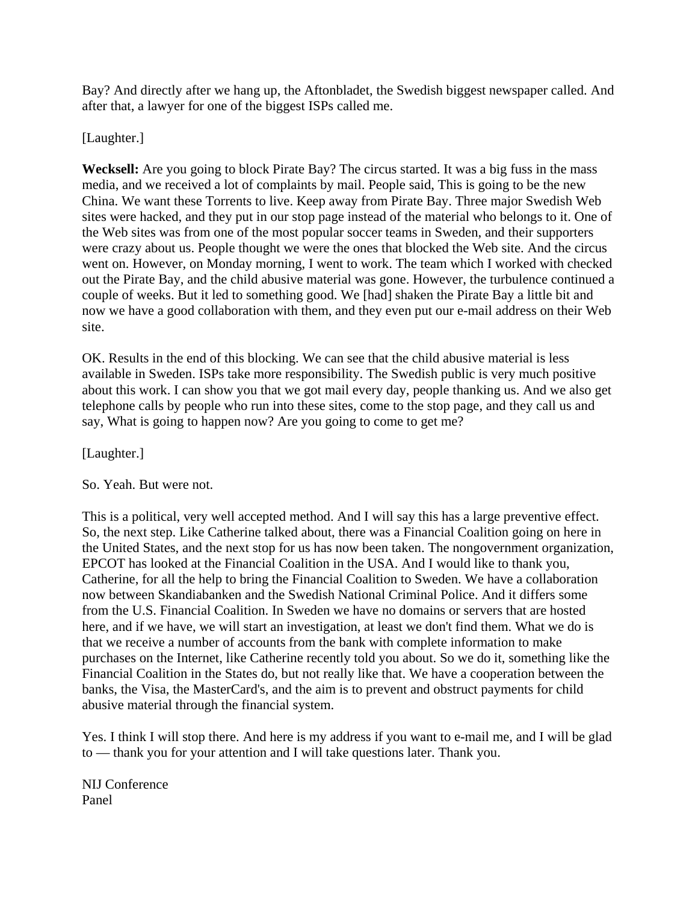Bay? And directly after we hang up, the Aftonbladet, the Swedish biggest newspaper called. And after that, a lawyer for one of the biggest ISPs called me.

[Laughter.]

**Wecksell:** Are you going to block Pirate Bay? The circus started. It was a big fuss in the mass media, and we received a lot of complaints by mail. People said, This is going to be the new China. We want these Torrents to live. Keep away from Pirate Bay. Three major Swedish Web sites were hacked, and they put in our stop page instead of the material who belongs to it. One of the Web sites was from one of the most popular soccer teams in Sweden, and their supporters were crazy about us. People thought we were the ones that blocked the Web site. And the circus went on. However, on Monday morning, I went to work. The team which I worked with checked out the Pirate Bay, and the child abusive material was gone. However, the turbulence continued a couple of weeks. But it led to something good. We [had] shaken the Pirate Bay a little bit and now we have a good collaboration with them, and they even put our e-mail address on their Web site.

OK. Results in the end of this blocking. We can see that the child abusive material is less available in Sweden. ISPs take more responsibility. The Swedish public is very much positive about this work. I can show you that we got mail every day, people thanking us. And we also get telephone calls by people who run into these sites, come to the stop page, and they call us and say, What is going to happen now? Are you going to come to get me?

[Laughter.]

So. Yeah. But were not.

This is a political, very well accepted method. And I will say this has a large preventive effect. So, the next step. Like Catherine talked about, there was a Financial Coalition going on here in the United States, and the next stop for us has now been taken. The nongovernment organization, EPCOT has looked at the Financial Coalition in the USA. And I would like to thank you, Catherine, for all the help to bring the Financial Coalition to Sweden. We have a collaboration now between Skandiabanken and the Swedish National Criminal Police. And it differs some from the U.S. Financial Coalition. In Sweden we have no domains or servers that are hosted here, and if we have, we will start an investigation, at least we don't find them. What we do is that we receive a number of accounts from the bank with complete information to make purchases on the Internet, like Catherine recently told you about. So we do it, something like the Financial Coalition in the States do, but not really like that. We have a cooperation between the banks, the Visa, the MasterCard's, and the aim is to prevent and obstruct payments for child abusive material through the financial system.

Yes. I think I will stop there. And here is my address if you want to e-mail me, and I will be glad to — thank you for your attention and I will take questions later. Thank you.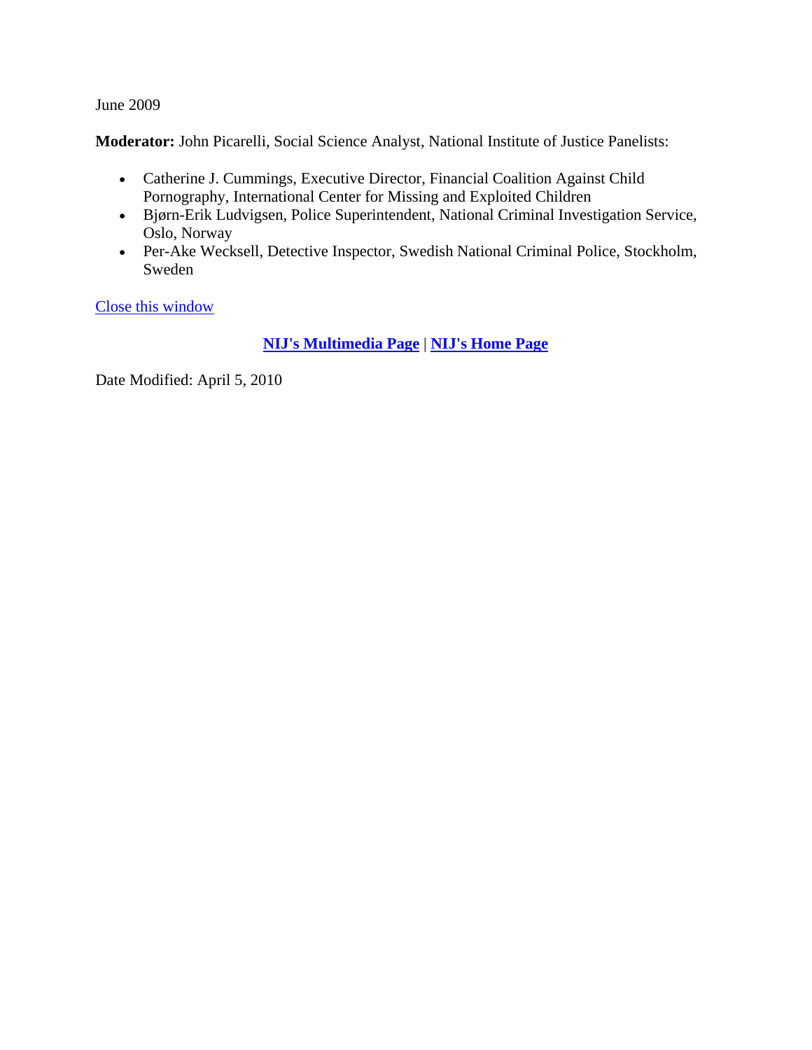June 2009

**Moderator:** John Picarelli, Social Science Analyst, National Institute of Justice Panelists:

- Catherine J. Cummings, Executive Director, Financial Coalition Against Child Pornography, International Center for Missing and Exploited Children
- Bjørn-Erik Ludvigsen, Police Superintendent, National Criminal Investigation Service, Oslo, Norway
- Per-Ake Wecksell, Detective Inspector, Swedish National Criminal Police, Stockholm, Sweden

Close this window

**NIJ's Multimedia Page** | **NIJ's Home Page**

Date Modified: April 5, 2010